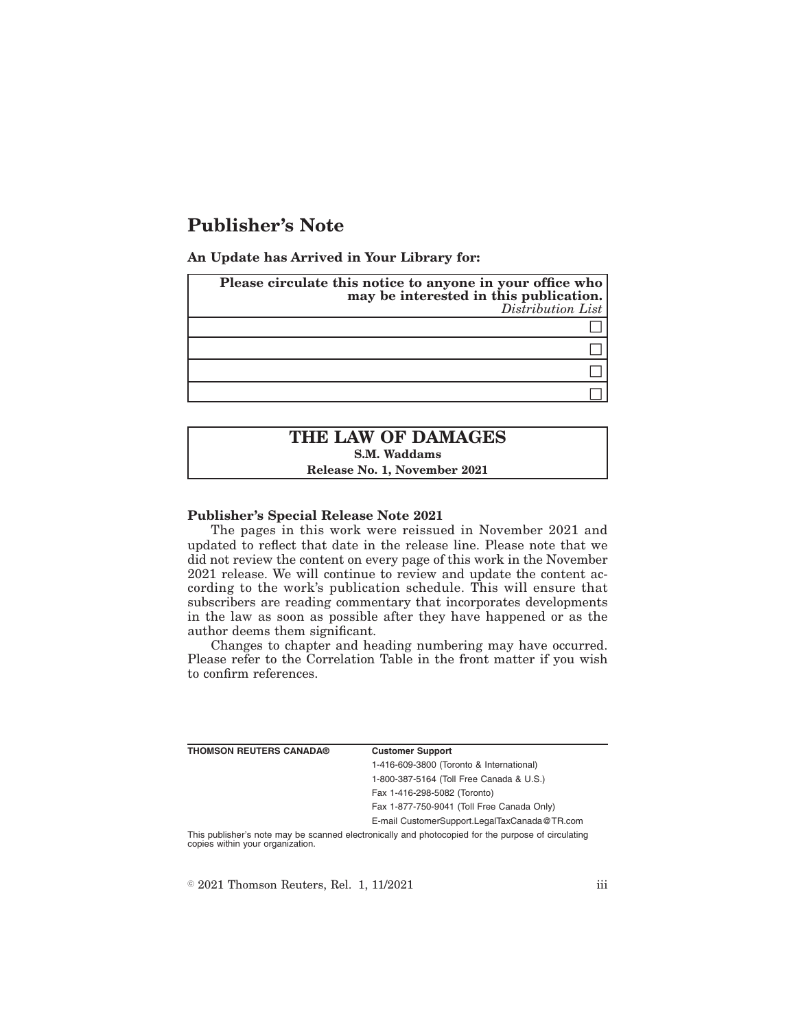# Publisher's Note

**An Update has Arrived in Your Library for:**

| **Please circulate this notice to anyone in your office who may be interested in this publication.** *Distribution List* |
|---|
| ☐ |
| ☐ |
| ☐ |
| ☐ |

**THE LAW OF DAMAGES**
**S.M. Waddams**
**Release No. 1, November 2021**

**Publisher's Special Release Note 2021**

The pages in this work were reissued in November 2021 and updated to reflect that date in the release line. Please note that we did not review the content on every page of this work in the November 2021 release. We will continue to review and update the content according to the work's publication schedule. This will ensure that subscribers are reading commentary that incorporates developments in the law as soon as possible after they have happened or as the author deems them significant.

Changes to chapter and heading numbering may have occurred. Please refer to the Correlation Table in the front matter if you wish to confirm references.

**THOMSON REUTERS CANADA®**

**Customer Support**
1-416-609-3800 (Toronto & International)
1-800-387-5164 (Toll Free Canada & U.S.)
Fax 1-416-298-5082 (Toronto)
Fax 1-877-750-9041 (Toll Free Canada Only)
E-mail CustomerSupport.LegalTaxCanada@TR.com

This publisher's note may be scanned electronically and photocopied for the purpose of circulating copies within your organization.

© 2021 Thomson Reuters, Rel. 1, 11/2021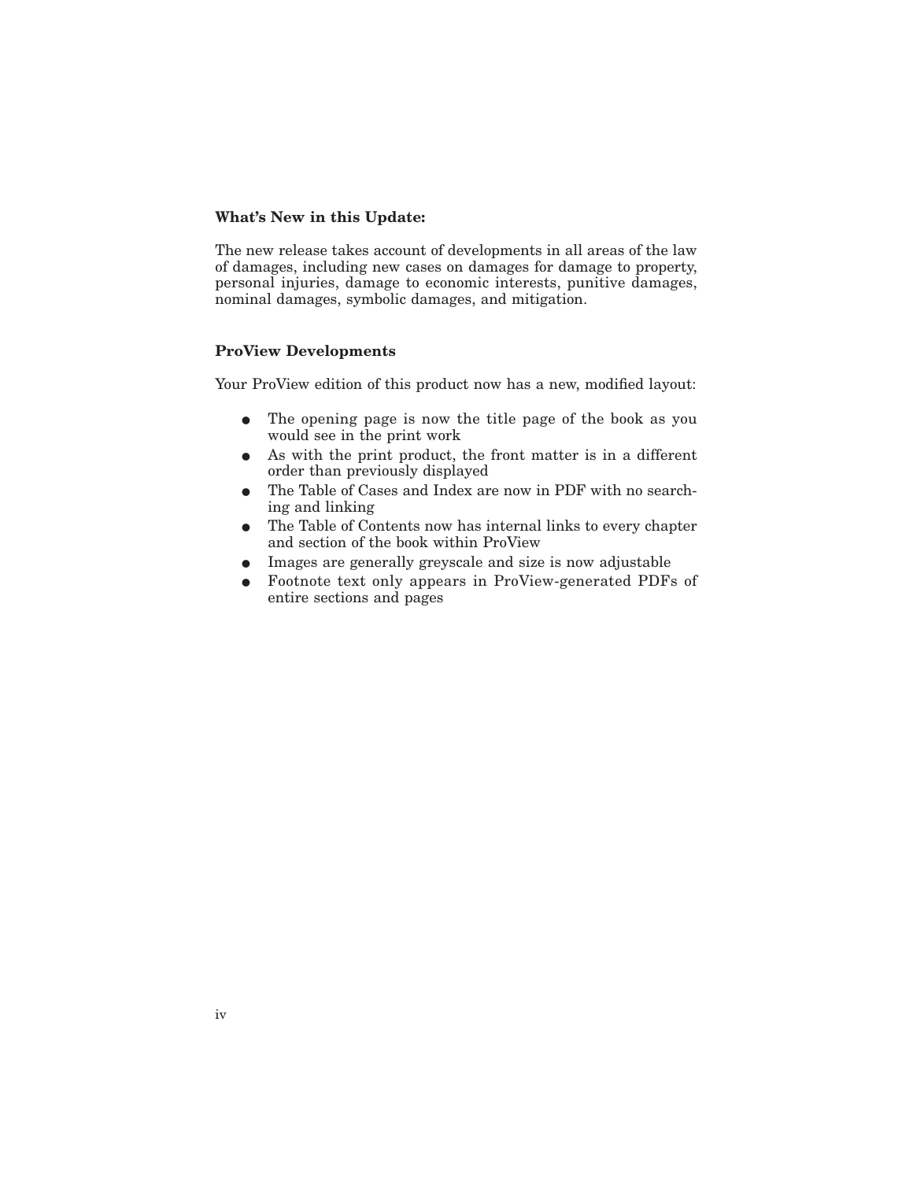**What's New in this Update:**

The new release takes account of developments in all areas of the law of damages, including new cases on damages for damage to property, personal injuries, damage to economic interests, punitive damages, nominal damages, symbolic damages, and mitigation.

**ProView Developments**

Your ProView edition of this product now has a new, modified layout:

- The opening page is now the title page of the book as you would see in the print work
- As with the print product, the front matter is in a different order than previously displayed
- The Table of Cases and Index are now in PDF with no searching and linking
- The Table of Contents now has internal links to every chapter and section of the book within ProView
- Images are generally greyscale and size is now adjustable
- Footnote text only appears in ProView-generated PDFs of entire sections and pages